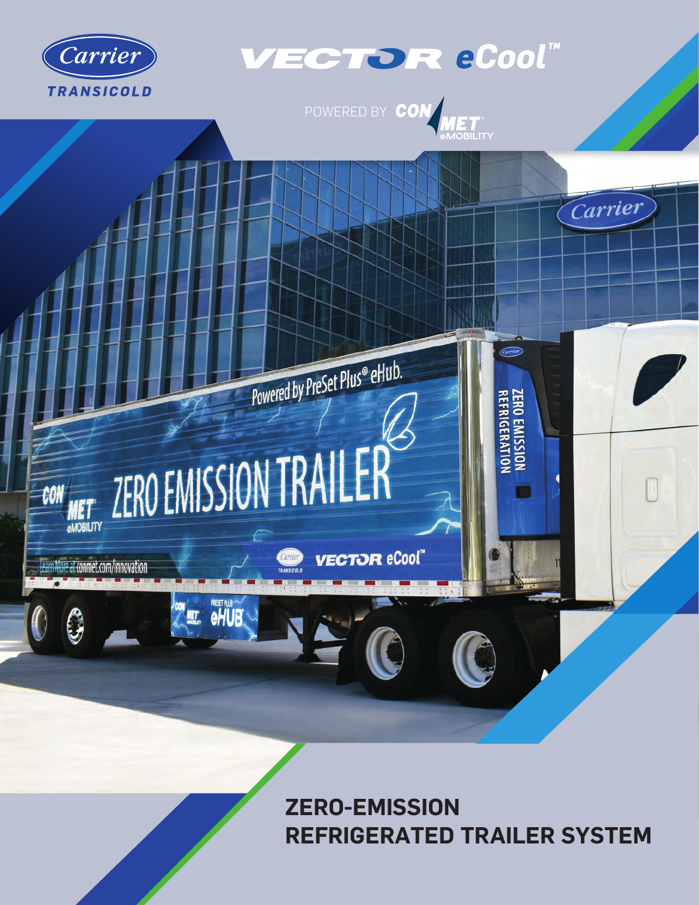Carrier TRANSICOLD

# VECTOR eCool™

POWERED BY CONMET® eMOBILITY

## ZERO-EMISSION REFRIGERATED TRAILER SYSTEM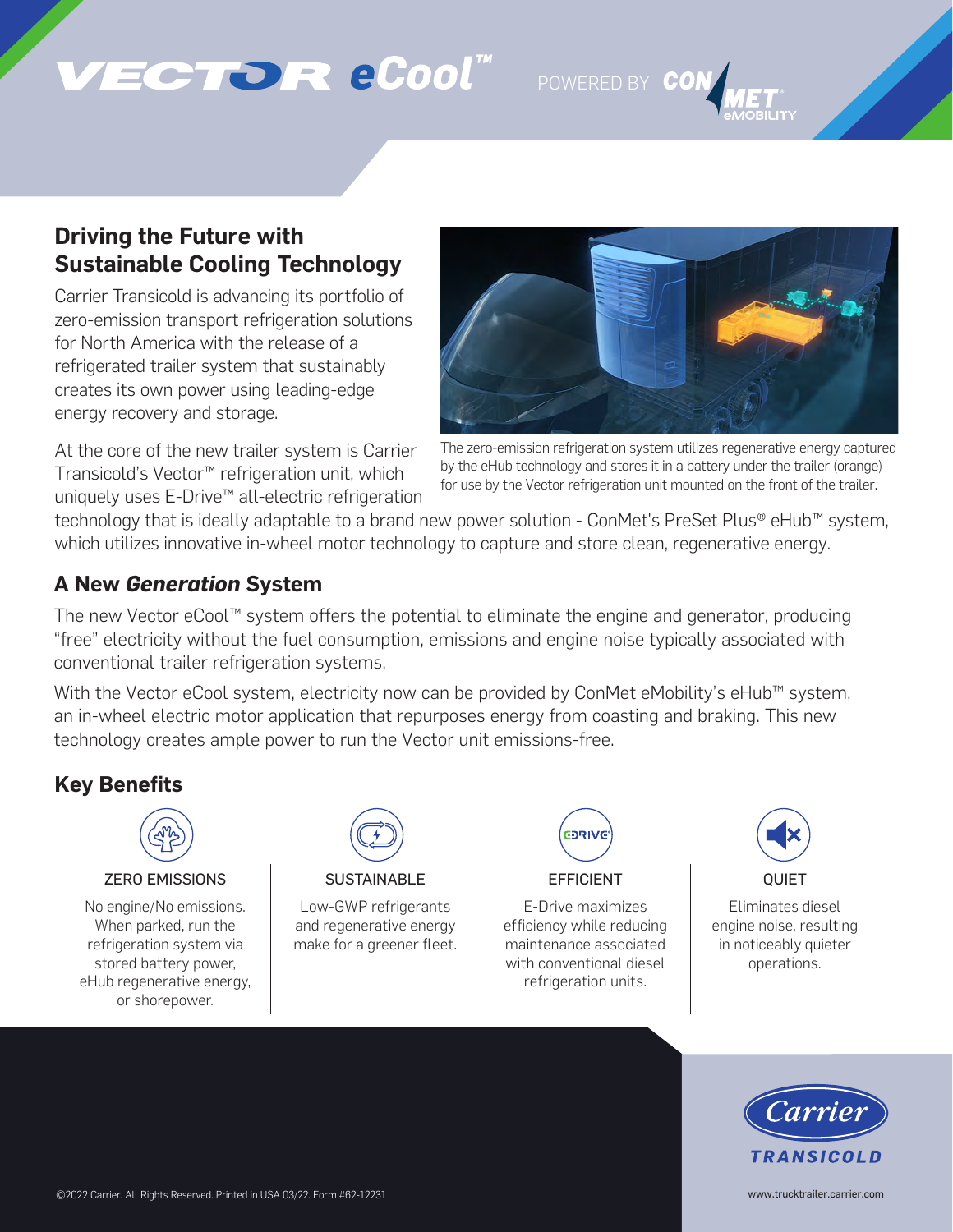# VECTOR eCool™

POWERED BY CONMET eMOBILITY

## Driving the Future with Sustainable Cooling Technology

Carrier Transicold is advancing its portfolio of zero-emission transport refrigeration solutions for North America with the release of a refrigerated trailer system that sustainably creates its own power using leading-edge energy recovery and storage.

At the core of the new trailer system is Carrier Transicold's Vector™ refrigeration unit, which uniquely uses E-Drive™ all-electric refrigeration technology that is ideally adaptable to a brand new power solution - ConMet's PreSet Plus® eHub™ system, which utilizes innovative in-wheel motor technology to capture and store clean, regenerative energy.

The zero-emission refrigeration system utilizes regenerative energy captured by the eHub technology and stores it in a battery under the trailer (orange) for use by the Vector refrigeration unit mounted on the front of the trailer.

## A New *Generation* System

The new Vector eCool™ system offers the potential to eliminate the engine and generator, producing "free" electricity without the fuel consumption, emissions and engine noise typically associated with conventional trailer refrigeration systems.

With the Vector eCool system, electricity now can be provided by ConMet eMobility's eHub™ system, an in-wheel electric motor application that repurposes energy from coasting and braking. This new technology creates ample power to run the Vector unit emissions-free.

## Key Benefits

**ZERO EMISSIONS**

No engine/No emissions. When parked, run the refrigeration system via stored battery power, eHub regenerative energy, or shorepower.

**SUSTAINABLE**

Low-GWP refrigerants and regenerative energy make for a greener fleet.

**EFFICIENT**

E-Drive maximizes efficiency while reducing maintenance associated with conventional diesel refrigeration units.

**QUIET**

Eliminates diesel engine noise, resulting in noticeably quieter operations.

©2022 Carrier. All Rights Reserved. Printed in USA 03/22. Form #62-12231

Carrier TRANSICOLD

www.trucktrailer.carrier.com